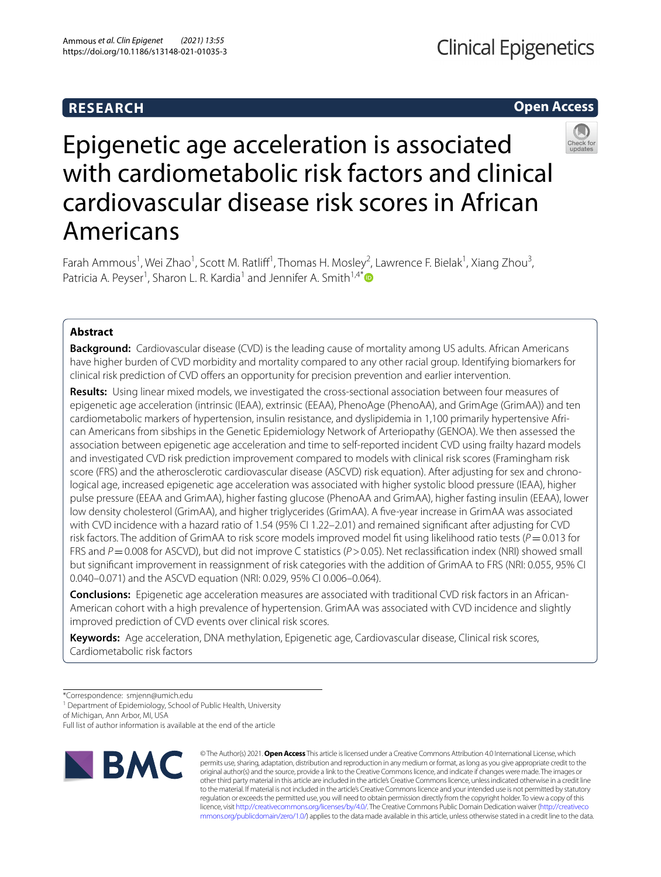RESEARCH

Open Access

# Epigenetic age acceleration is associated with cardiometabolic risk factors and clinical cardiovascular disease risk scores in African Americans

Farah Ammous[1], Wei Zhao[1], Scott M. Ratliff[1], Thomas H. Mosley[2], Lawrence F. Bielak[1], Xiang Zhou[3], Patricia A. Peyser[1], Sharon L. R. Kardia[1] and Jennifer A. Smith[1,4*]

## Abstract

**Background:** Cardiovascular disease (CVD) is the leading cause of mortality among US adults. African Americans have higher burden of CVD morbidity and mortality compared to any other racial group. Identifying biomarkers for clinical risk prediction of CVD offers an opportunity for precision prevention and earlier intervention.

**Results:** Using linear mixed models, we investigated the cross-sectional association between four measures of epigenetic age acceleration (intrinsic (IEAA), extrinsic (EEAA), PhenoAge (PhenoAA), and GrimAge (GrimAA)) and ten cardiometabolic markers of hypertension, insulin resistance, and dyslipidemia in 1,100 primarily hypertensive African Americans from sibships in the Genetic Epidemiology Network of Arteriopathy (GENOA). We then assessed the association between epigenetic age acceleration and time to self-reported incident CVD using frailty hazard models and investigated CVD risk prediction improvement compared to models with clinical risk scores (Framingham risk score (FRS) and the atherosclerotic cardiovascular disease (ASCVD) risk equation). After adjusting for sex and chronological age, increased epigenetic age acceleration was associated with higher systolic blood pressure (IEAA), higher pulse pressure (EEAA and GrimAA), higher fasting glucose (PhenoAA and GrimAA), higher fasting insulin (EEAA), lower low density cholesterol (GrimAA), and higher triglycerides (GrimAA). A five-year increase in GrimAA was associated with CVD incidence with a hazard ratio of 1.54 (95% CI 1.22–2.01) and remained significant after adjusting for CVD risk factors. The addition of GrimAA to risk score models improved model fit using likelihood ratio tests ($P = 0.013$ for FRS and $P = 0.008$ for ASCVD), but did not improve C statistics ($P > 0.05$). Net reclassification index (NRI) showed small but significant improvement in reassignment of risk categories with the addition of GrimAA to FRS (NRI: 0.055, 95% CI 0.040–0.071) and the ASCVD equation (NRI: 0.029, 95% CI 0.006–0.064).

**Conclusions:** Epigenetic age acceleration measures are associated with traditional CVD risk factors in an African-American cohort with a high prevalence of hypertension. GrimAA was associated with CVD incidence and slightly improved prediction of CVD events over clinical risk scores.

**Keywords:** Age acceleration, DNA methylation, Epigenetic age, Cardiovascular disease, Clinical risk scores, Cardiometabolic risk factors

*Correspondence: smjenn@umich.edu
[1] Department of Epidemiology, School of Public Health, University of Michigan, Ann Arbor, MI, USA
Full list of author information is available at the end of the article

© The Author(s) 2021. **Open Access** This article is licensed under a Creative Commons Attribution 4.0 International License, which permits use, sharing, adaptation, distribution and reproduction in any medium or format, as long as you give appropriate credit to the original author(s) and the source, provide a link to the Creative Commons licence, and indicate if changes were made. The images or other third party material in this article are included in the article's Creative Commons licence, unless indicated otherwise in a credit line to the material. If material is not included in the article's Creative Commons licence and your intended use is not permitted by statutory regulation or exceeds the permitted use, you will need to obtain permission directly from the copyright holder. To view a copy of this licence, visit http://creativecommons.org/licenses/by/4.0/. The Creative Commons Public Domain Dedication waiver (http://creativecommons.org/publicdomain/zero/1.0/) applies to the data made available in this article, unless otherwise stated in a credit line to the data.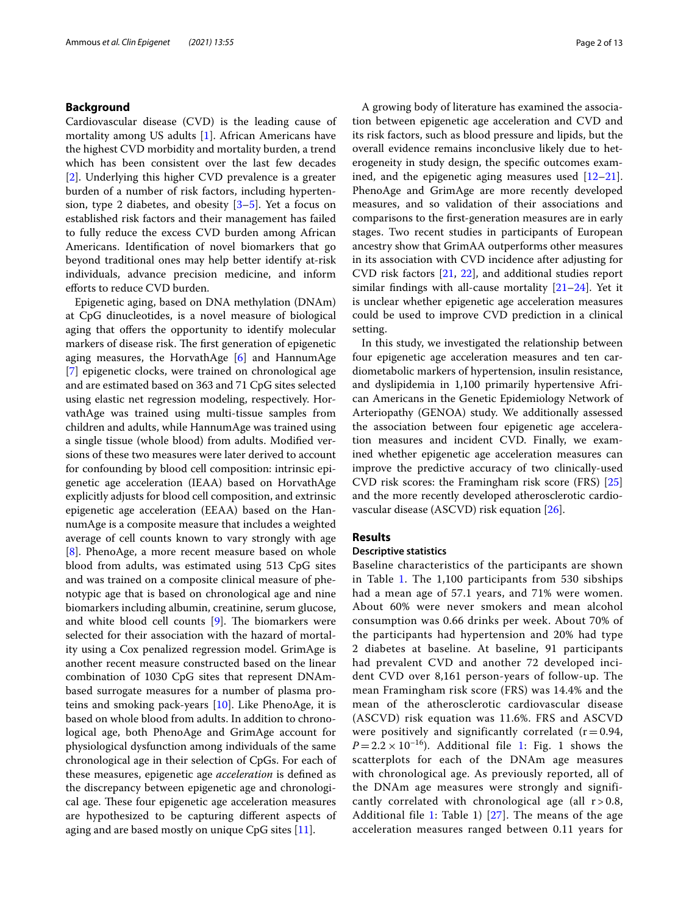## Background

Cardiovascular disease (CVD) is the leading cause of mortality among US adults [1]. African Americans have the highest CVD morbidity and mortality burden, a trend which has been consistent over the last few decades [2]. Underlying this higher CVD prevalence is a greater burden of a number of risk factors, including hypertension, type 2 diabetes, and obesity [3–5]. Yet a focus on established risk factors and their management has failed to fully reduce the excess CVD burden among African Americans. Identification of novel biomarkers that go beyond traditional ones may help better identify at-risk individuals, advance precision medicine, and inform efforts to reduce CVD burden.

Epigenetic aging, based on DNA methylation (DNAm) at CpG dinucleotides, is a novel measure of biological aging that offers the opportunity to identify molecular markers of disease risk. The first generation of epigenetic aging measures, the HorvathAge [6] and HannumAge [7] epigenetic clocks, were trained on chronological age and are estimated based on 363 and 71 CpG sites selected using elastic net regression modeling, respectively. HorvathAge was trained using multi-tissue samples from children and adults, while HannumAge was trained using a single tissue (whole blood) from adults. Modified versions of these two measures were later derived to account for confounding by blood cell composition: intrinsic epigenetic age acceleration (IEAA) based on HorvathAge explicitly adjusts for blood cell composition, and extrinsic epigenetic age acceleration (EEAA) based on the HannumAge is a composite measure that includes a weighted average of cell counts known to vary strongly with age [8]. PhenoAge, a more recent measure based on whole blood from adults, was estimated using 513 CpG sites and was trained on a composite clinical measure of phenotypic age that is based on chronological age and nine biomarkers including albumin, creatinine, serum glucose, and white blood cell counts [9]. The biomarkers were selected for their association with the hazard of mortality using a Cox penalized regression model. GrimAge is another recent measure constructed based on the linear combination of 1030 CpG sites that represent DNAm-based surrogate measures for a number of plasma proteins and smoking pack-years [10]. Like PhenoAge, it is based on whole blood from adults. In addition to chronological age, both PhenoAge and GrimAge account for physiological dysfunction among individuals of the same chronological age in their selection of CpGs. For each of these measures, epigenetic age *acceleration* is defined as the discrepancy between epigenetic age and chronological age. These four epigenetic age acceleration measures are hypothesized to be capturing different aspects of aging and are based mostly on unique CpG sites [11].

A growing body of literature has examined the association between epigenetic age acceleration and CVD and its risk factors, such as blood pressure and lipids, but the overall evidence remains inconclusive likely due to heterogeneity in study design, the specific outcomes examined, and the epigenetic aging measures used [12–21]. PhenoAge and GrimAge are more recently developed measures, and so validation of their associations and comparisons to the first-generation measures are in early stages. Two recent studies in participants of European ancestry show that GrimAA outperforms other measures in its association with CVD incidence after adjusting for CVD risk factors [21, 22], and additional studies report similar findings with all-cause mortality [21–24]. Yet it is unclear whether epigenetic age acceleration measures could be used to improve CVD prediction in a clinical setting.

In this study, we investigated the relationship between four epigenetic age acceleration measures and ten cardiometabolic markers of hypertension, insulin resistance, and dyslipidemia in 1,100 primarily hypertensive African Americans in the Genetic Epidemiology Network of Arteriopathy (GENOA) study. We additionally assessed the association between four epigenetic age acceleration measures and incident CVD. Finally, we examined whether epigenetic age acceleration measures can improve the predictive accuracy of two clinically-used CVD risk scores: the Framingham risk score (FRS) [25] and the more recently developed atherosclerotic cardiovascular disease (ASCVD) risk equation [26].

## Results

### Descriptive statistics

Baseline characteristics of the participants are shown in Table 1. The 1,100 participants from 530 sibships had a mean age of 57.1 years, and 71% were women. About 60% were never smokers and mean alcohol consumption was 0.66 drinks per week. About 70% of the participants had hypertension and 20% had type 2 diabetes at baseline. At baseline, 91 participants had prevalent CVD and another 72 developed incident CVD over 8,161 person-years of follow-up. The mean Framingham risk score (FRS) was 14.4% and the mean of the atherosclerotic cardiovascular disease (ASCVD) risk equation was 11.6%. FRS and ASCVD were positively and significantly correlated ($r = 0.94$, $P = 2.2 \times 10^{-16}$). Additional file 1: Fig. 1 shows the scatterplots for each of the DNAm age measures with chronological age. As previously reported, all of the DNAm age measures were strongly and significantly correlated with chronological age (all $r > 0.8$, Additional file 1: Table 1) [27]. The means of the age acceleration measures ranged between 0.11 years for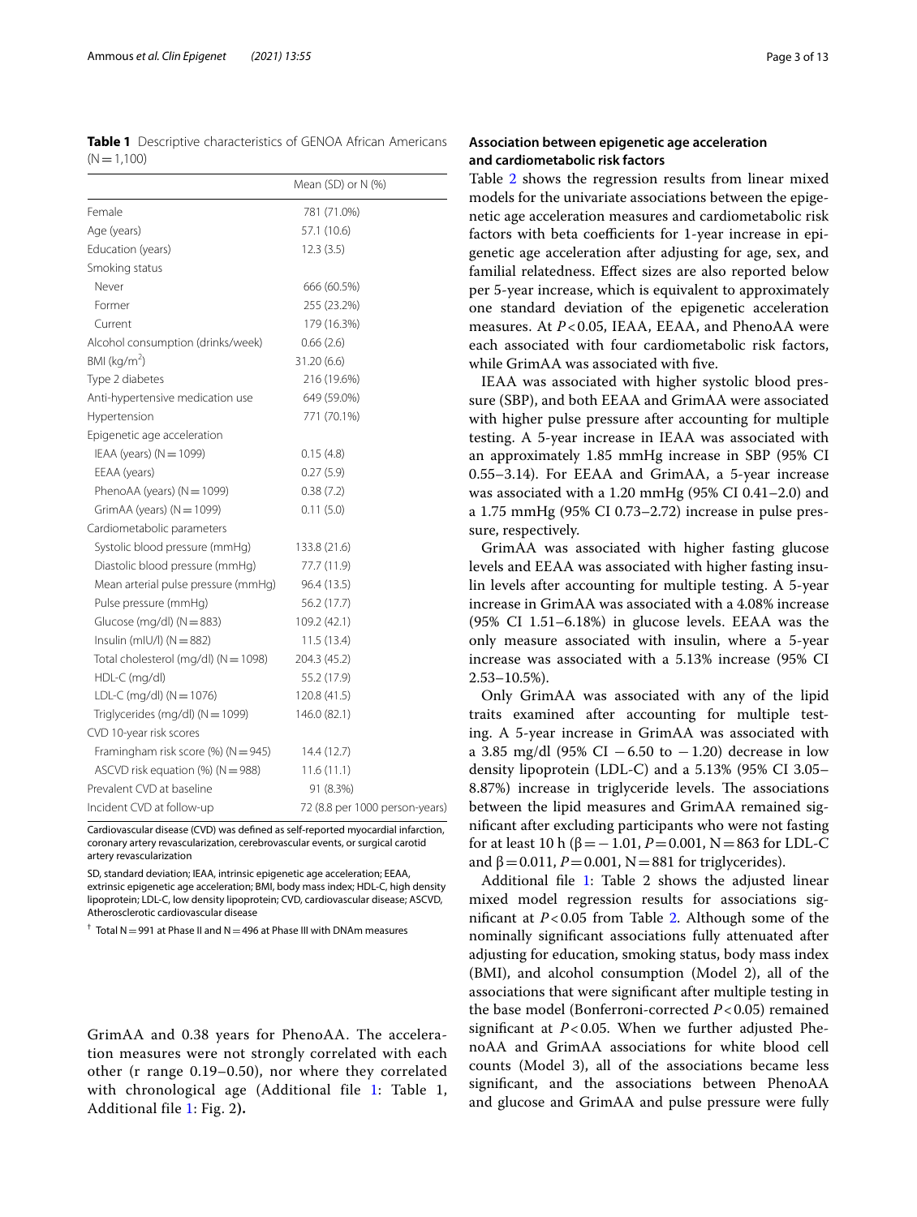**Table 1** Descriptive characteristics of GENOA African Americans (N = 1,100)

| | Mean (SD) or N (%) |
|---|---|
| Female | 781 (71.0%) |
| Age (years) | 57.1 (10.6) |
| Education (years) | 12.3 (3.5) |
| Smoking status | |
| Never | 666 (60.5%) |
| Former | 255 (23.2%) |
| Current | 179 (16.3%) |
| Alcohol consumption (drinks/week) | 0.66 (2.6) |
| BMI (kg/m$^2$) | 31.20 (6.6) |
| Type 2 diabetes | 216 (19.6%) |
| Anti-hypertensive medication use | 649 (59.0%) |
| Hypertension | 771 (70.1%) |
| Epigenetic age acceleration | |
| IEAA (years) (N = 1099) | 0.15 (4.8) |
| EEAA (years) | 0.27 (5.9) |
| PhenoAA (years) (N = 1099) | 0.38 (7.2) |
| GrimAA (years) (N = 1099) | 0.11 (5.0) |
| Cardiometabolic parameters | |
| Systolic blood pressure (mmHg) | 133.8 (21.6) |
| Diastolic blood pressure (mmHg) | 77.7 (11.9) |
| Mean arterial pulse pressure (mmHg) | 96.4 (13.5) |
| Pulse pressure (mmHg) | 56.2 (17.7) |
| Glucose (mg/dl) (N = 883) | 109.2 (42.1) |
| Insulin (mIU/l) (N = 882) | 11.5 (13.4) |
| Total cholesterol (mg/dl) (N = 1098) | 204.3 (45.2) |
| HDL-C (mg/dl) | 55.2 (17.9) |
| LDL-C (mg/dl) (N = 1076) | 120.8 (41.5) |
| Triglycerides (mg/dl) (N = 1099) | 146.0 (82.1) |
| CVD 10-year risk scores | |
| Framingham risk score (%) (N = 945) | 14.4 (12.7) |
| ASCVD risk equation (%) (N = 988) | 11.6 (11.1) |
| Prevalent CVD at baseline | 91 (8.3%) |
| Incident CVD at follow-up | 72 (8.8 per 1000 person-years) |

Cardiovascular disease (CVD) was defined as self-reported myocardial infarction, coronary artery revascularization, cerebrovascular events, or surgical carotid artery revascularization

SD, standard deviation; IEAA, intrinsic epigenetic age acceleration; EEAA, extrinsic epigenetic age acceleration; BMI, body mass index; HDL-C, high density lipoprotein; LDL-C, low density lipoprotein; CVD, cardiovascular disease; ASCVD, Atherosclerotic cardiovascular disease

† Total N = 991 at Phase II and N = 496 at Phase III with DNAm measures

GrimAA and 0.38 years for PhenoAA. The acceleration measures were not strongly correlated with each other (r range 0.19–0.50), nor where they correlated with chronological age (Additional file 1: Table 1, Additional file 1: Fig. 2).

### Association between epigenetic age acceleration and cardiometabolic risk factors

Table 2 shows the regression results from linear mixed models for the univariate associations between the epigenetic age acceleration measures and cardiometabolic risk factors with beta coefficients for 1-year increase in epigenetic age acceleration after adjusting for age, sex, and familial relatedness. Effect sizes are also reported below per 5-year increase, which is equivalent to approximately one standard deviation of the epigenetic acceleration measures. At $P < 0.05$, IEAA, EEAA, and PhenoAA were each associated with four cardiometabolic risk factors, while GrimAA was associated with five.

IEAA was associated with higher systolic blood pressure (SBP), and both EEAA and GrimAA were associated with higher pulse pressure after accounting for multiple testing. A 5-year increase in IEAA was associated with an approximately 1.85 mmHg increase in SBP (95% CI 0.55–3.14). For EEAA and GrimAA, a 5-year increase was associated with a 1.20 mmHg (95% CI 0.41–2.0) and a 1.75 mmHg (95% CI 0.73–2.72) increase in pulse pressure, respectively.

GrimAA was associated with higher fasting glucose levels and EEAA was associated with higher fasting insulin levels after accounting for multiple testing. A 5-year increase in GrimAA was associated with a 4.08% increase (95% CI 1.51–6.18%) in glucose levels. EEAA was the only measure associated with insulin, where a 5-year increase was associated with a 5.13% increase (95% CI 2.53–10.5%).

Only GrimAA was associated with any of the lipid traits examined after accounting for multiple testing. A 5-year increase in GrimAA was associated with a 3.85 mg/dl (95% CI −6.50 to −1.20) decrease in low density lipoprotein (LDL-C) and a 5.13% (95% CI 3.05–8.87%) increase in triglyceride levels. The associations between the lipid measures and GrimAA remained significant after excluding participants who were not fasting for at least 10 h ($\beta = -1.01$, $P = 0.001$, N = 863 for LDL-C and $\beta = 0.011$, $P = 0.001$, N = 881 for triglycerides).

Additional file 1: Table 2 shows the adjusted linear mixed model regression results for associations significant at $P < 0.05$ from Table 2. Although some of the nominally significant associations fully attenuated after adjusting for education, smoking status, body mass index (BMI), and alcohol consumption (Model 2), all of the associations that were significant after multiple testing in the base model (Bonferroni-corrected $P < 0.05$) remained significant at $P < 0.05$. When we further adjusted PhenoAA and GrimAA associations for white blood cell counts (Model 3), all of the associations became less significant, and the associations between PhenoAA and glucose and GrimAA and pulse pressure were fully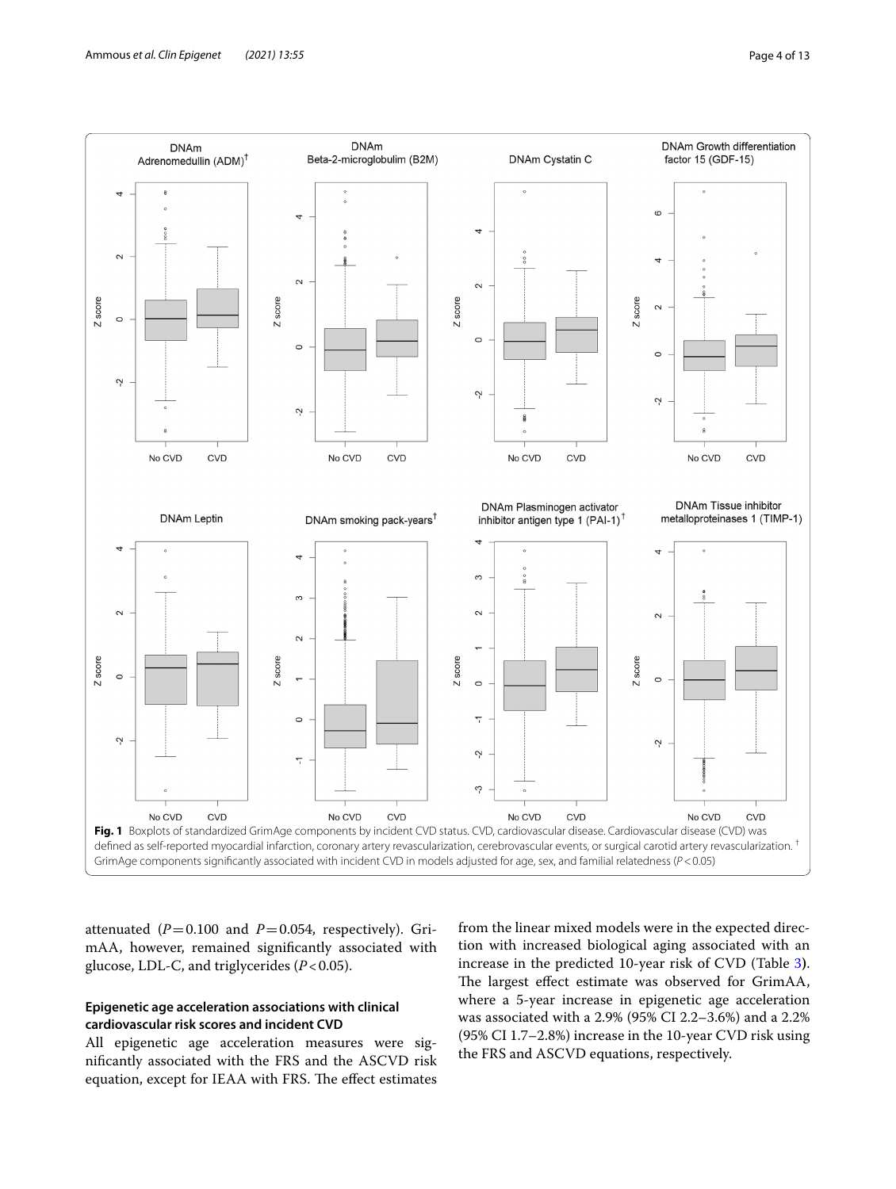DNAm Adrenomedullin (ADM)[†]

DNAm Beta-2-microglobulim (B2M)

DNAm Cystatin C

DNAm Growth differentiation factor 15 (GDF-15)

DNAm Leptin

DNAm smoking pack-years[†]

DNAm Plasminogen activator inhibitor antigen type 1 (PAI-1)[†]

DNAm Tissue inhibitor metalloproteinases 1 (TIMP-1)

Z score

No CVD CVD

**Fig. 1** Boxplots of standardized GrimAge components by incident CVD status. CVD, cardiovascular disease. Cardiovascular disease (CVD) was defined as self-reported myocardial infarction, coronary artery revascularization, cerebrovascular events, or surgical carotid artery revascularization. [†] GrimAge components significantly associated with incident CVD in models adjusted for age, sex, and familial relatedness ($P<0.05$)

attenuated ($P=0.100$ and $P=0.054$, respectively). GrimAA, however, remained significantly associated with glucose, LDL-C, and triglycerides ($P<0.05$).

### Epigenetic age acceleration associations with clinical cardiovascular risk scores and incident CVD

All epigenetic age acceleration measures were significantly associated with the FRS and the ASCVD risk equation, except for IEAA with FRS. The effect estimates from the linear mixed models were in the expected direction with increased biological aging associated with an increase in the predicted 10-year risk of CVD (Table 3). The largest effect estimate was observed for GrimAA, where a 5-year increase in epigenetic age acceleration was associated with a 2.9% (95% CI 2.2–3.6%) and a 2.2% (95% CI 1.7–2.8%) increase in the 10-year CVD risk using the FRS and ASCVD equations, respectively.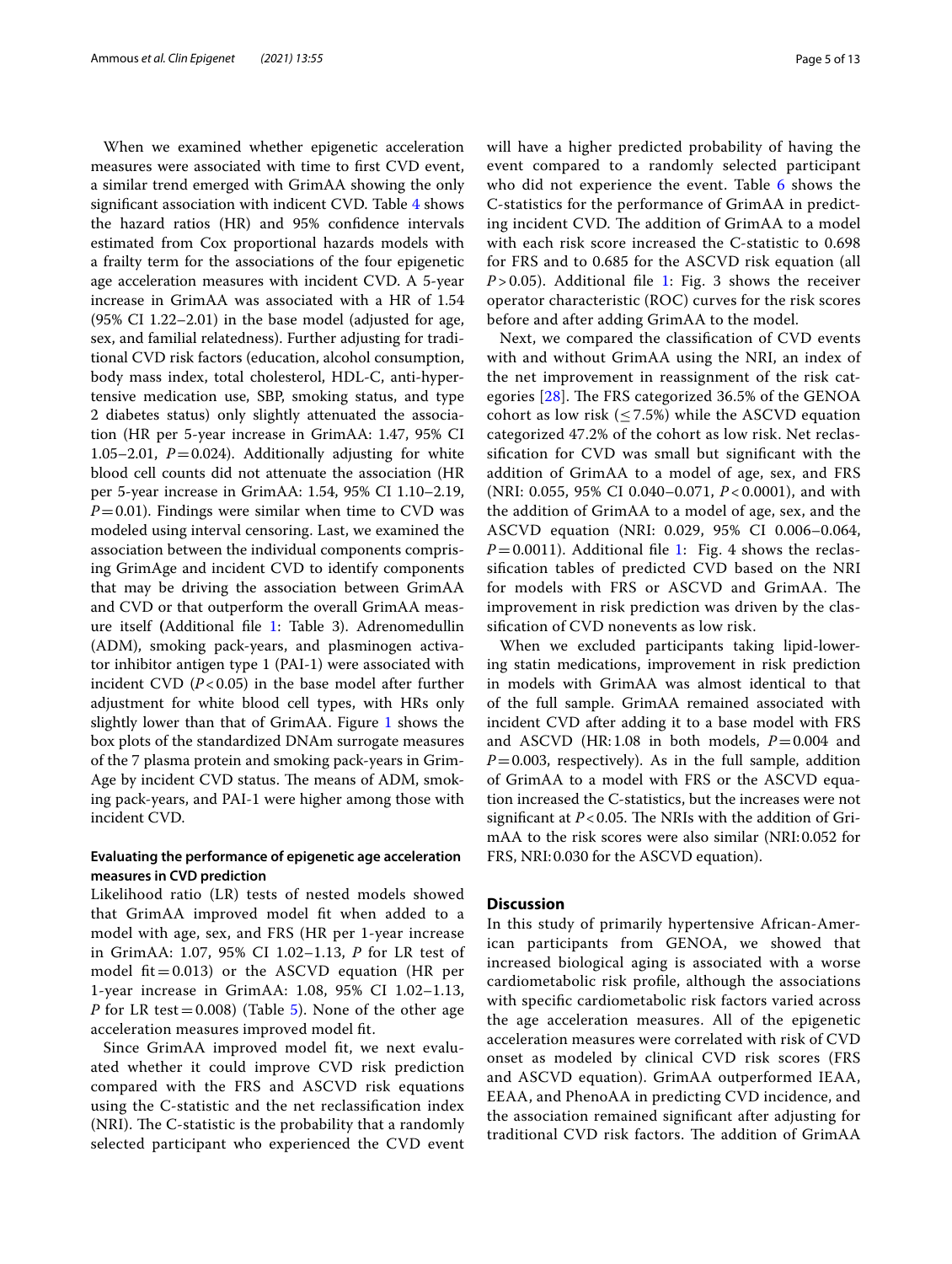When we examined whether epigenetic acceleration measures were associated with time to first CVD event, a similar trend emerged with GrimAA showing the only significant association with indicent CVD. Table 4 shows the hazard ratios (HR) and 95% confidence intervals estimated from Cox proportional hazards models with a frailty term for the associations of the four epigenetic age acceleration measures with incident CVD. A 5-year increase in GrimAA was associated with a HR of 1.54 (95% CI 1.22–2.01) in the base model (adjusted for age, sex, and familial relatedness). Further adjusting for traditional CVD risk factors (education, alcohol consumption, body mass index, total cholesterol, HDL-C, anti-hypertensive medication use, SBP, smoking status, and type 2 diabetes status) only slightly attenuated the association (HR per 5-year increase in GrimAA: 1.47, 95% CI 1.05–2.01, $P=0.024$). Additionally adjusting for white blood cell counts did not attenuate the association (HR per 5-year increase in GrimAA: 1.54, 95% CI 1.10–2.19, $P=0.01$). Findings were similar when time to CVD was modeled using interval censoring. Last, we examined the association between the individual components comprising GrimAge and incident CVD to identify components that may be driving the association between GrimAA and CVD or that outperform the overall GrimAA measure itself (Additional file 1: Table 3). Adrenomedullin (ADM), smoking pack-years, and plasminogen activator inhibitor antigen type 1 (PAI-1) were associated with incident CVD ($P<0.05$) in the base model after further adjustment for white blood cell types, with HRs only slightly lower than that of GrimAA. Figure 1 shows the box plots of the standardized DNAm surrogate measures of the 7 plasma protein and smoking pack-years in GrimAge by incident CVD status. The means of ADM, smoking pack-years, and PAI-1 were higher among those with incident CVD.

### Evaluating the performance of epigenetic age acceleration measures in CVD prediction

Likelihood ratio (LR) tests of nested models showed that GrimAA improved model fit when added to a model with age, sex, and FRS (HR per 1-year increase in GrimAA: 1.07, 95% CI 1.02–1.13, *P* for LR test of model fit $=0.013$) or the ASCVD equation (HR per 1-year increase in GrimAA: 1.08, 95% CI 1.02–1.13, *P* for LR test $=0.008$) (Table 5). None of the other age acceleration measures improved model fit.

Since GrimAA improved model fit, we next evaluated whether it could improve CVD risk prediction compared with the FRS and ASCVD risk equations using the C-statistic and the net reclassification index (NRI). The C-statistic is the probability that a randomly selected participant who experienced the CVD event will have a higher predicted probability of having the event compared to a randomly selected participant who did not experience the event. Table 6 shows the C-statistics for the performance of GrimAA in predicting incident CVD. The addition of GrimAA to a model with each risk score increased the C-statistic to 0.698 for FRS and to 0.685 for the ASCVD risk equation (all $P>0.05$). Additional file 1: Fig. 3 shows the receiver operator characteristic (ROC) curves for the risk scores before and after adding GrimAA to the model.

Next, we compared the classification of CVD events with and without GrimAA using the NRI, an index of the net improvement in reassignment of the risk categories [28]. The FRS categorized 36.5% of the GENOA cohort as low risk ($\leq 7.5\%$) while the ASCVD equation categorized 47.2% of the cohort as low risk. Net reclassification for CVD was small but significant with the addition of GrimAA to a model of age, sex, and FRS (NRI: 0.055, 95% CI 0.040–0.071, $P<0.0001$), and with the addition of GrimAA to a model of age, sex, and the ASCVD equation (NRI: 0.029, 95% CI 0.006–0.064, $P=0.0011$). Additional file 1: Fig. 4 shows the reclassification tables of predicted CVD based on the NRI for models with FRS or ASCVD and GrimAA. The improvement in risk prediction was driven by the classification of CVD nonevents as low risk.

When we excluded participants taking lipid-lowering statin medications, improvement in risk prediction in models with GrimAA was almost identical to that of the full sample. GrimAA remained associated with incident CVD after adding it to a base model with FRS and ASCVD (HR: 1.08 in both models, $P=0.004$ and $P=0.003$, respectively). As in the full sample, addition of GrimAA to a model with FRS or the ASCVD equation increased the C-statistics, but the increases were not significant at $P<0.05$. The NRIs with the addition of GrimAA to the risk scores were also similar (NRI: 0.052 for FRS, NRI: 0.030 for the ASCVD equation).

## Discussion

In this study of primarily hypertensive African-American participants from GENOA, we showed that increased biological aging is associated with a worse cardiometabolic risk profile, although the associations with specific cardiometabolic risk factors varied across the age acceleration measures. All of the epigenetic acceleration measures were correlated with risk of CVD onset as modeled by clinical CVD risk scores (FRS and ASCVD equation). GrimAA outperformed IEAA, EEAA, and PhenoAA in predicting CVD incidence, and the association remained significant after adjusting for traditional CVD risk factors. The addition of GrimAA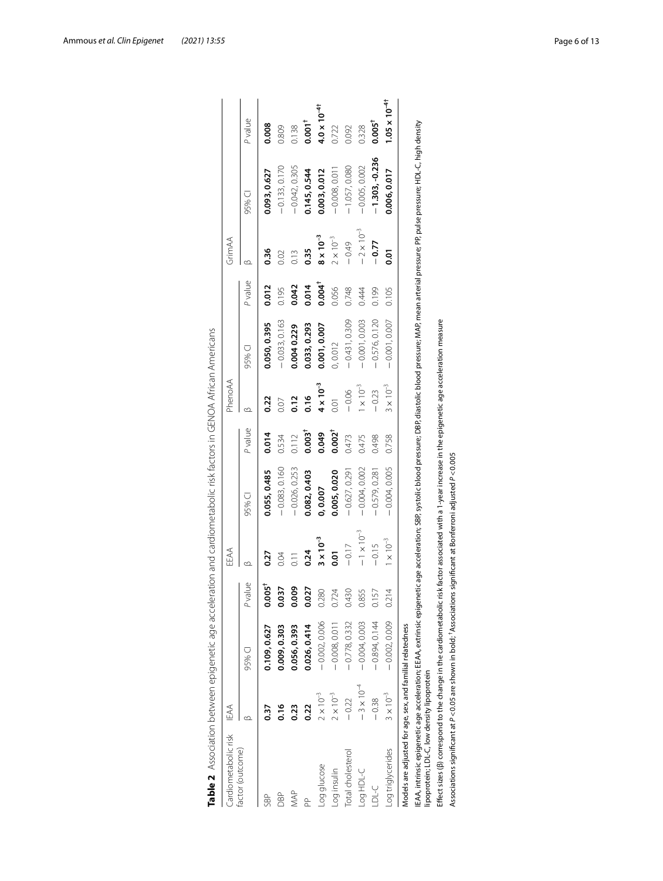**Table 2** Association between epigenetic age acceleration and cardiometabolic risk factors in GENOA African Americans

| Cardiometabolic risk factor (outcome) | IEAA | | | EEAA | | | PhenoAA | | | GrimAA | | |
|---|---|---|---|---|---|---|---|---|---|---|---|---|
| | β | 95% CI | *P* value | β | 95% CI | *P* value | β | 95% CI | *P* value | β | 95% CI | *P* value |
| SBP | **0.37** | **0.109, 0.627** | **0.005**† | **0.27** | **0.055, 0.485** | **0.014** | **0.22** | **0.050, 0.395** | **0.012** | **0.36** | **0.093, 0.627** | **0.008** |
| DBP | **0.16** | **0.009, 0.303** | **0.037** | 0.04 | −0.083, 0.160 | 0.534 | 0.07 | −0.033, 0.163 | 0.195 | 0.02 | −0.133, 0.170 | 0.809 |
| MAP | **0.23** | **0.056, 0.393** | **0.009** | 0.11 | −0.026, 0.253 | 0.112 | **0.12** | **0.004 0.229** | **0.042** | 0.13 | −0.042, 0.305 | 0.138 |
| PP | **0.22** | **0.026, 0.414** | **0.027** | **0.24** | **0.082, 0.403** | **0.003**† | **0.16** | **0.033, 0.293** | **0.014** | **0.35** | **0.145, 0.544** | **0.001**† |
| Log glucose | $2 \times 10^{-3}$ | −0.002, 0.006 | 0.280 | $\mathbf{3 \times 10^{-3}}$ | **0, 0.007** | **0.049** | $\mathbf{4 \times 10^{-3}}$ | **0.001, 0.007** | **0.004**† | $\mathbf{8 \times 10^{-3}}$ | **0.003, 0.012** | $\mathbf{4.0 \times 10^{-4}}$**†** |
| Log insulin | $2 \times 10^{-3}$ | −0.008, 0.011 | 0.724 | **0.01** | **0.005, 0.020** | **0.002**† | 0.01 | 0, 0.012 | 0.056 | $2 \times 10^{-3}$ | −0.008, 0.011 | 0.722 |
| Total cholesterol | −0.22 | −0.778, 0.332 | 0.430 | −0.17 | −0.627, 0.291 | 0.473 | −0.06 | −0.431, 0.309 | 0.748 | −0.49 | −1.057, 0.080 | 0.092 |
| Log HDL-C | $-3 \times 10^{-4}$ | −0.004, 0.003 | 0.855 | $-1 \times 10^{-3}$ | −0.004, 0.002 | 0.475 | $1 \times 10^{-3}$ | −0.001, 0.003 | 0.444 | $-2 \times 10^{-3}$ | −0.005, 0.002 | 0.328 |
| LDL-C | −0.38 | −0.894, 0.144 | 0.157 | −0.15 | −0.579, 0.281 | 0.498 | −0.23 | −0.576, 0.120 | 0.199 | **−0.77** | **−1.303, -0.236** | **0.005**† |
| Log triglycerides | $3 \times 10^{-3}$ | −0.002, 0.009 | 0.214 | $1 \times 10^{-3}$ | −0.004, 0.005 | 0.758 | $3 \times 10^{-3}$ | −0.001, 0.007 | 0.105 | **0.01** | **0.006, 0.017** | $\mathbf{1.05 \times 10^{-4}}$**†** |

Models are adjusted for age, sex, and familial relatedness

IEAA, intrinsic epigenetic age acceleration; EEAA, extrinsic epigenetic age acceleration; SBP, systolic blood pressure; DBP, diastolic blood pressure; MAP, mean arterial pressure; PP, pulse pressure; HDL-C, high density lipoprotein; LDL-C, low density lipoprotein

Effect sizes (β) correspond to the change in the cardiometabolic risk factor associated with a 1-year increase in the epigenetic age acceleration measure

Associations significant at $P < 0.05$ are shown in bold; †Associations significant at Bonferroni adjusted $P < 0.005$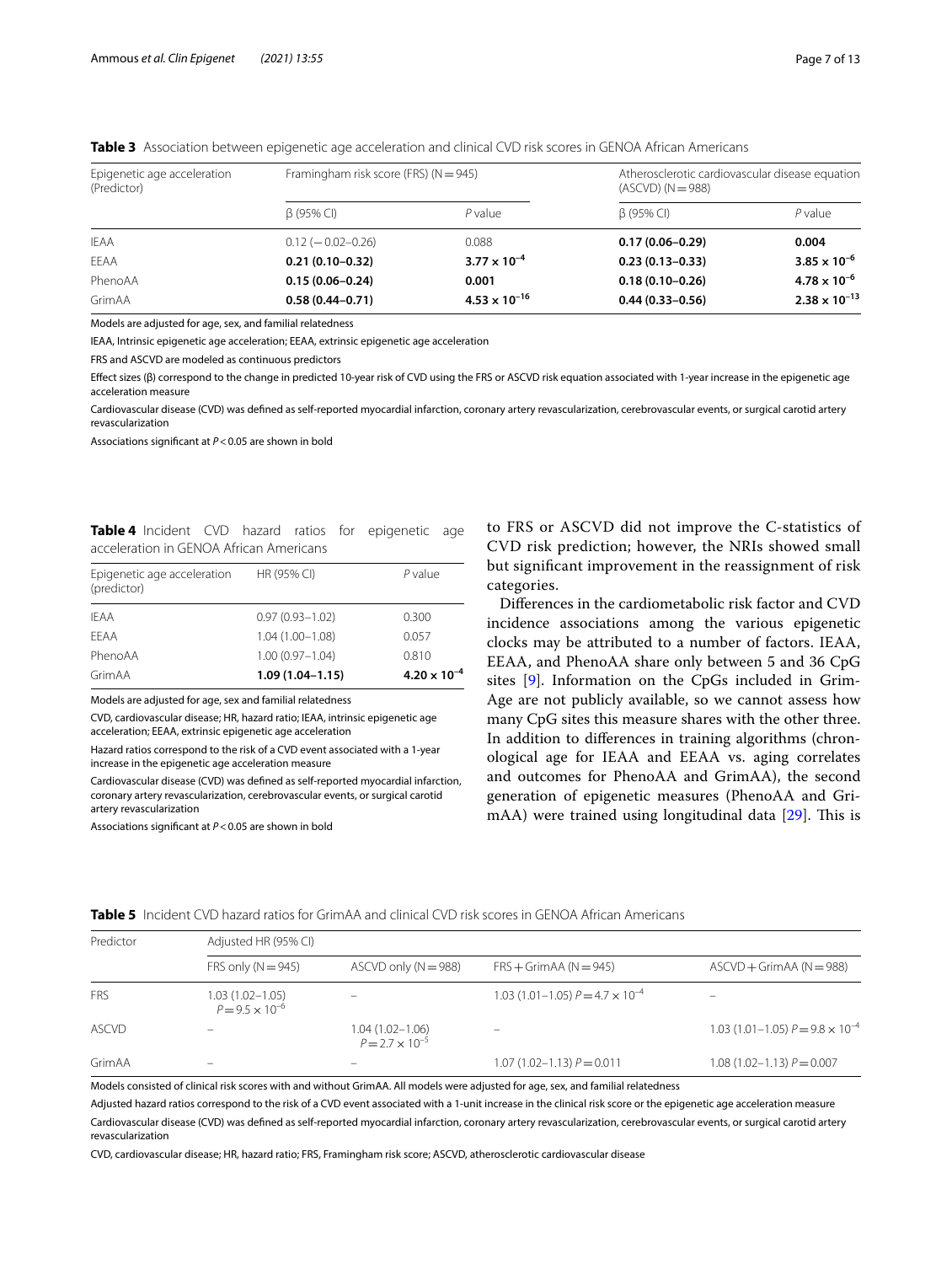**Table 3** Association between epigenetic age acceleration and clinical CVD risk scores in GENOA African Americans

| Epigenetic age acceleration (Predictor) | Framingham risk score (FRS) (N = 945) | | Atherosclerotic cardiovascular disease equation (ASCVD) (N = 988) | |
|---|---|---|---|---|
| | β (95% CI) | *P* value | β (95% CI) | *P* value |
| IEAA | 0.12 (− 0.02–0.26) | 0.088 | **0.17 (0.06–0.29)** | **0.004** |
| EEAA | **0.21 (0.10–0.32)** | **$3.77 \times 10^{-4}$** | **0.23 (0.13–0.33)** | **$3.85 \times 10^{-6}$** |
| PhenoAA | **0.15 (0.06–0.24)** | **0.001** | **0.18 (0.10–0.26)** | **$4.78 \times 10^{-6}$** |
| GrimAA | **0.58 (0.44–0.71)** | **$4.53 \times 10^{-16}$** | **0.44 (0.33–0.56)** | **$2.38 \times 10^{-13}$** |

Models are adjusted for age, sex, and familial relatedness

IEAA, Intrinsic epigenetic age acceleration; EEAA, extrinsic epigenetic age acceleration

FRS and ASCVD are modeled as continuous predictors

Effect sizes (β) correspond to the change in predicted 10-year risk of CVD using the FRS or ASCVD risk equation associated with 1-year increase in the epigenetic age acceleration measure

Cardiovascular disease (CVD) was defined as self-reported myocardial infarction, coronary artery revascularization, cerebrovascular events, or surgical carotid artery revascularization

Associations significant at $P < 0.05$ are shown in bold

**Table 4** Incident CVD hazard ratios for epigenetic age acceleration in GENOA African Americans

| Epigenetic age acceleration (predictor) | HR (95% CI) | *P* value |
|---|---|---|
| IEAA | 0.97 (0.93–1.02) | 0.300 |
| EEAA | 1.04 (1.00–1.08) | 0.057 |
| PhenoAA | 1.00 (0.97–1.04) | 0.810 |
| GrimAA | **1.09 (1.04–1.15)** | **$4.20 \times 10^{-4}$** |

Models are adjusted for age, sex and familial relatedness

CVD, cardiovascular disease; HR, hazard ratio; IEAA, intrinsic epigenetic age acceleration; EEAA, extrinsic epigenetic age acceleration

Hazard ratios correspond to the risk of a CVD event associated with a 1-year increase in the epigenetic age acceleration measure

Cardiovascular disease (CVD) was defined as self-reported myocardial infarction, coronary artery revascularization, cerebrovascular events, or surgical carotid artery revascularization

Associations significant at $P < 0.05$ are shown in bold

to FRS or ASCVD did not improve the C-statistics of CVD risk prediction; however, the NRIs showed small but significant improvement in the reassignment of risk categories.

Differences in the cardiometabolic risk factor and CVD incidence associations among the various epigenetic clocks may be attributed to a number of factors. IEAA, EEAA, and PhenoAA share only between 5 and 36 CpG sites [9]. Information on the CpGs included in GrimAge are not publicly available, so we cannot assess how many CpG sites this measure shares with the other three. In addition to differences in training algorithms (chronological age for IEAA and EEAA vs. aging correlates and outcomes for PhenoAA and GrimAA), the second generation of epigenetic measures (PhenoAA and GrimAA) were trained using longitudinal data [29]. This is

**Table 5** Incident CVD hazard ratios for GrimAA and clinical CVD risk scores in GENOA African Americans

| Predictor | Adjusted HR (95% CI) | | | |
|---|---|---|---|---|
| | FRS only (N = 945) | ASCVD only (N = 988) | FRS + GrimAA (N = 945) | ASCVD + GrimAA (N = 988) |
| FRS | 1.03 (1.02–1.05) $P = 9.5 \times 10^{-6}$ | – | 1.03 (1.01–1.05) $P = 4.7 \times 10^{-4}$ | – |
| ASCVD | – | 1.04 (1.02–1.06) $P = 2.7 \times 10^{-5}$ | – | 1.03 (1.01–1.05) $P = 9.8 \times 10^{-4}$ |
| GrimAA | – | – | 1.07 (1.02–1.13) $P = 0.011$ | 1.08 (1.02–1.13) $P = 0.007$ |

Models consisted of clinical risk scores with and without GrimAA. All models were adjusted for age, sex, and familial relatedness

Adjusted hazard ratios correspond to the risk of a CVD event associated with a 1-unit increase in the clinical risk score or the epigenetic age acceleration measure

Cardiovascular disease (CVD) was defined as self-reported myocardial infarction, coronary artery revascularization, cerebrovascular events, or surgical carotid artery revascularization

CVD, cardiovascular disease; HR, hazard ratio; FRS, Framingham risk score; ASCVD, atherosclerotic cardiovascular disease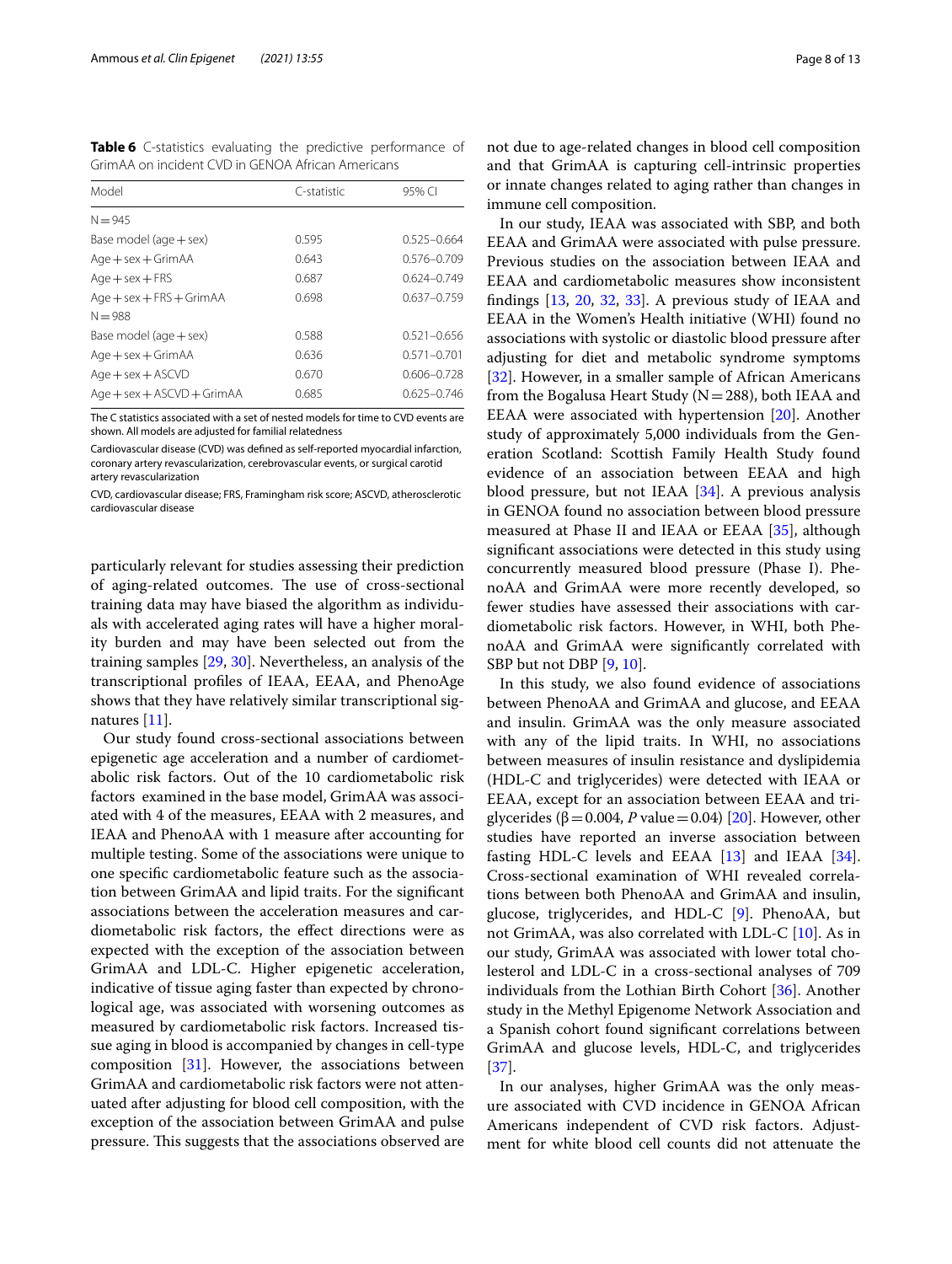**Table 6** C-statistics evaluating the predictive performance of GrimAA on incident CVD in GENOA African Americans

| Model | C-statistic | 95% CI |
|---|---|---|
| N = 945 | | |
| Base model (age + sex) | 0.595 | 0.525–0.664 |
| Age + sex + GrimAA | 0.643 | 0.576–0.709 |
| Age + sex + FRS | 0.687 | 0.624–0.749 |
| Age + sex + FRS + GrimAA | 0.698 | 0.637–0.759 |
| N = 988 | | |
| Base model (age + sex) | 0.588 | 0.521–0.656 |
| Age + sex + GrimAA | 0.636 | 0.571–0.701 |
| Age + sex + ASCVD | 0.670 | 0.606–0.728 |
| Age + sex + ASCVD + GrimAA | 0.685 | 0.625–0.746 |

The C statistics associated with a set of nested models for time to CVD events are shown. All models are adjusted for familial relatedness

Cardiovascular disease (CVD) was defined as self-reported myocardial infarction, coronary artery revascularization, cerebrovascular events, or surgical carotid artery revascularization

CVD, cardiovascular disease; FRS, Framingham risk score; ASCVD, atherosclerotic cardiovascular disease

particularly relevant for studies assessing their prediction of aging-related outcomes. The use of cross-sectional training data may have biased the algorithm as individuals with accelerated aging rates will have a higher morality burden and may have been selected out from the training samples [29, 30]. Nevertheless, an analysis of the transcriptional profiles of IEAA, EEAA, and PhenoAge shows that they have relatively similar transcriptional signatures [11].

Our study found cross-sectional associations between epigenetic age acceleration and a number of cardiometabolic risk factors. Out of the 10 cardiometabolic risk factors examined in the base model, GrimAA was associated with 4 of the measures, EEAA with 2 measures, and IEAA and PhenoAA with 1 measure after accounting for multiple testing. Some of the associations were unique to one specific cardiometabolic feature such as the association between GrimAA and lipid traits. For the significant associations between the acceleration measures and cardiometabolic risk factors, the effect directions were as expected with the exception of the association between GrimAA and LDL-C. Higher epigenetic acceleration, indicative of tissue aging faster than expected by chronological age, was associated with worsening outcomes as measured by cardiometabolic risk factors. Increased tissue aging in blood is accompanied by changes in cell-type composition [31]. However, the associations between GrimAA and cardiometabolic risk factors were not attenuated after adjusting for blood cell composition, with the exception of the association between GrimAA and pulse pressure. This suggests that the associations observed are not due to age-related changes in blood cell composition and that GrimAA is capturing cell-intrinsic properties or innate changes related to aging rather than changes in immune cell composition.

In our study, IEAA was associated with SBP, and both EEAA and GrimAA were associated with pulse pressure. Previous studies on the association between IEAA and EEAA and cardiometabolic measures show inconsistent findings [13, 20, 32, 33]. A previous study of IEAA and EEAA in the Women's Health initiative (WHI) found no associations with systolic or diastolic blood pressure after adjusting for diet and metabolic syndrome symptoms [32]. However, in a smaller sample of African Americans from the Bogalusa Heart Study (N = 288), both IEAA and EEAA were associated with hypertension [20]. Another study of approximately 5,000 individuals from the Generation Scotland: Scottish Family Health Study found evidence of an association between EEAA and high blood pressure, but not IEAA [34]. A previous analysis in GENOA found no association between blood pressure measured at Phase II and IEAA or EEAA [35], although significant associations were detected in this study using concurrently measured blood pressure (Phase I). PhenoAA and GrimAA were more recently developed, so fewer studies have assessed their associations with cardiometabolic risk factors. However, in WHI, both PhenoAA and GrimAA were significantly correlated with SBP but not DBP [9, 10].

In this study, we also found evidence of associations between PhenoAA and GrimAA and glucose, and EEAA and insulin. GrimAA was the only measure associated with any of the lipid traits. In WHI, no associations between measures of insulin resistance and dyslipidemia (HDL-C and triglycerides) were detected with IEAA or EEAA, except for an association between EEAA and triglycerides ($\beta = 0.004$, *P* value $= 0.04$) [20]. However, other studies have reported an inverse association between fasting HDL-C levels and EEAA [13] and IEAA [34]. Cross-sectional examination of WHI revealed correlations between both PhenoAA and GrimAA and insulin, glucose, triglycerides, and HDL-C [9]. PhenoAA, but not GrimAA, was also correlated with LDL-C [10]. As in our study, GrimAA was associated with lower total cholesterol and LDL-C in a cross-sectional analyses of 709 individuals from the Lothian Birth Cohort [36]. Another study in the Methyl Epigenome Network Association and a Spanish cohort found significant correlations between GrimAA and glucose levels, HDL-C, and triglycerides [37].

In our analyses, higher GrimAA was the only measure associated with CVD incidence in GENOA African Americans independent of CVD risk factors. Adjustment for white blood cell counts did not attenuate the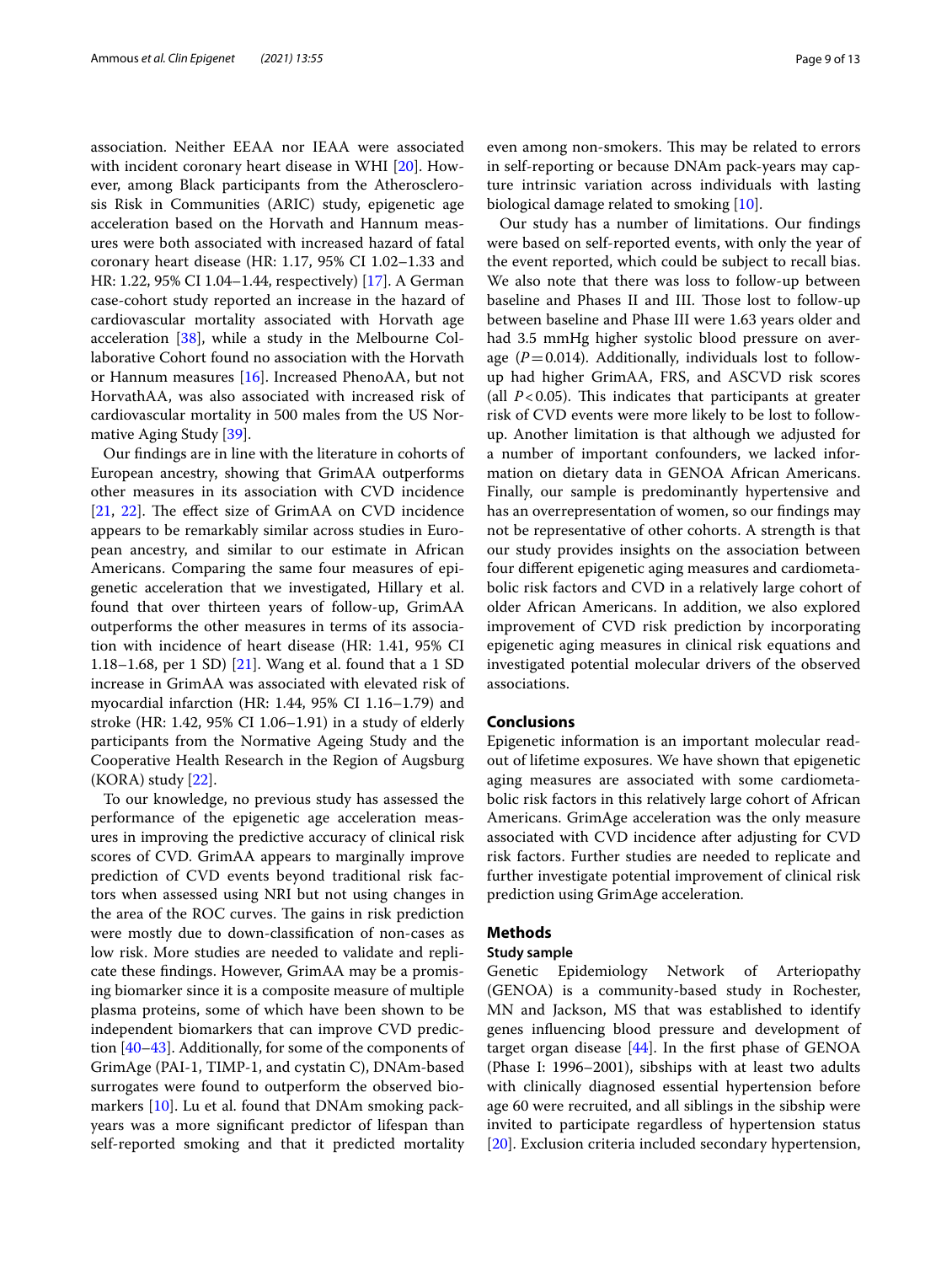association. Neither EEAA nor IEAA were associated with incident coronary heart disease in WHI [20]. However, among Black participants from the Atherosclerosis Risk in Communities (ARIC) study, epigenetic age acceleration based on the Horvath and Hannum measures were both associated with increased hazard of fatal coronary heart disease (HR: 1.17, 95% CI 1.02–1.33 and HR: 1.22, 95% CI 1.04–1.44, respectively) [17]. A German case-cohort study reported an increase in the hazard of cardiovascular mortality associated with Horvath age acceleration [38], while a study in the Melbourne Collaborative Cohort found no association with the Horvath or Hannum measures [16]. Increased PhenoAA, but not HorvathAA, was also associated with increased risk of cardiovascular mortality in 500 males from the US Normative Aging Study [39].

Our findings are in line with the literature in cohorts of European ancestry, showing that GrimAA outperforms other measures in its association with CVD incidence [21, 22]. The effect size of GrimAA on CVD incidence appears to be remarkably similar across studies in European ancestry, and similar to our estimate in African Americans. Comparing the same four measures of epigenetic acceleration that we investigated, Hillary et al. found that over thirteen years of follow-up, GrimAA outperforms the other measures in terms of its association with incidence of heart disease (HR: 1.41, 95% CI 1.18–1.68, per 1 SD) [21]. Wang et al. found that a 1 SD increase in GrimAA was associated with elevated risk of myocardial infarction (HR: 1.44, 95% CI 1.16–1.79) and stroke (HR: 1.42, 95% CI 1.06–1.91) in a study of elderly participants from the Normative Ageing Study and the Cooperative Health Research in the Region of Augsburg (KORA) study [22].

To our knowledge, no previous study has assessed the performance of the epigenetic age acceleration measures in improving the predictive accuracy of clinical risk scores of CVD. GrimAA appears to marginally improve prediction of CVD events beyond traditional risk factors when assessed using NRI but not using changes in the area of the ROC curves. The gains in risk prediction were mostly due to down-classification of non-cases as low risk. More studies are needed to validate and replicate these findings. However, GrimAA may be a promising biomarker since it is a composite measure of multiple plasma proteins, some of which have been shown to be independent biomarkers that can improve CVD prediction [40–43]. Additionally, for some of the components of GrimAge (PAI-1, TIMP-1, and cystatin C), DNAm-based surrogates were found to outperform the observed biomarkers [10]. Lu et al. found that DNAm smoking pack-years was a more significant predictor of lifespan than self-reported smoking and that it predicted mortality even among non-smokers. This may be related to errors in self-reporting or because DNAm pack-years may capture intrinsic variation across individuals with lasting biological damage related to smoking [10].

Our study has a number of limitations. Our findings were based on self-reported events, with only the year of the event reported, which could be subject to recall bias. We also note that there was loss to follow-up between baseline and Phases II and III. Those lost to follow-up between baseline and Phase III were 1.63 years older and had 3.5 mmHg higher systolic blood pressure on average ($P=0.014$). Additionally, individuals lost to follow-up had higher GrimAA, FRS, and ASCVD risk scores (all $P<0.05$). This indicates that participants at greater risk of CVD events were more likely to be lost to follow-up. Another limitation is that although we adjusted for a number of important confounders, we lacked information on dietary data in GENOA African Americans. Finally, our sample is predominantly hypertensive and has an overrepresentation of women, so our findings may not be representative of other cohorts. A strength is that our study provides insights on the association between four different epigenetic aging measures and cardiometabolic risk factors and CVD in a relatively large cohort of older African Americans. In addition, we also explored improvement of CVD risk prediction by incorporating epigenetic aging measures in clinical risk equations and investigated potential molecular drivers of the observed associations.

## Conclusions

Epigenetic information is an important molecular readout of lifetime exposures. We have shown that epigenetic aging measures are associated with some cardiometabolic risk factors in this relatively large cohort of African Americans. GrimAge acceleration was the only measure associated with CVD incidence after adjusting for CVD risk factors. Further studies are needed to replicate and further investigate potential improvement of clinical risk prediction using GrimAge acceleration.

## Methods

### Study sample

Genetic Epidemiology Network of Arteriopathy (GENOA) is a community-based study in Rochester, MN and Jackson, MS that was established to identify genes influencing blood pressure and development of target organ disease [44]. In the first phase of GENOA (Phase I: 1996–2001), sibships with at least two adults with clinically diagnosed essential hypertension before age 60 were recruited, and all siblings in the sibship were invited to participate regardless of hypertension status [20]. Exclusion criteria included secondary hypertension,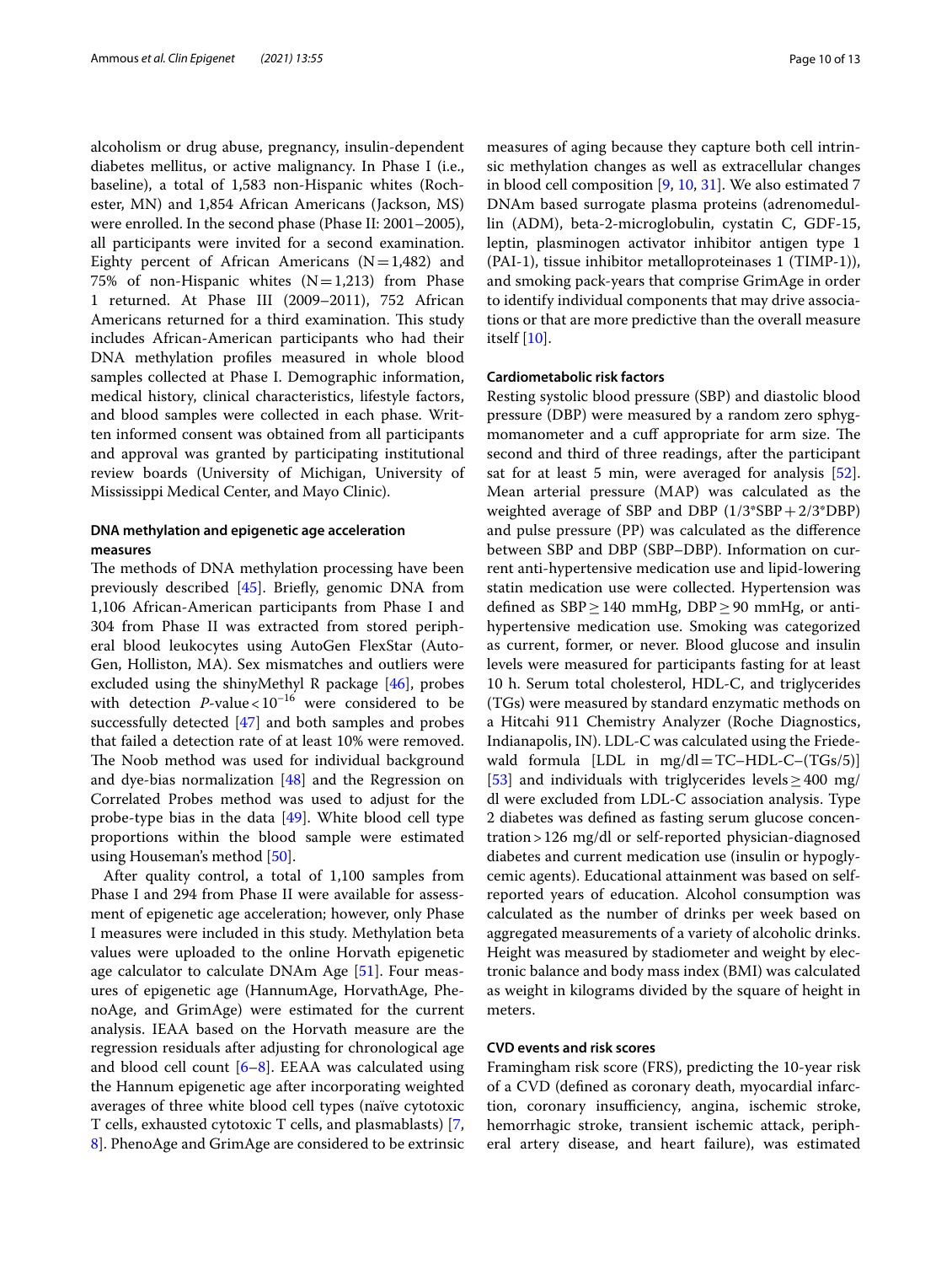alcoholism or drug abuse, pregnancy, insulin-dependent diabetes mellitus, or active malignancy. In Phase I (i.e., baseline), a total of 1,583 non-Hispanic whites (Rochester, MN) and 1,854 African Americans (Jackson, MS) were enrolled. In the second phase (Phase II: 2001–2005), all participants were invited for a second examination. Eighty percent of African Americans (N = 1,482) and 75% of non-Hispanic whites (N = 1,213) from Phase 1 returned. At Phase III (2009–2011), 752 African Americans returned for a third examination. This study includes African-American participants who had their DNA methylation profiles measured in whole blood samples collected at Phase I. Demographic information, medical history, clinical characteristics, lifestyle factors, and blood samples were collected in each phase. Written informed consent was obtained from all participants and approval was granted by participating institutional review boards (University of Michigan, University of Mississippi Medical Center, and Mayo Clinic).

### DNA methylation and epigenetic age acceleration measures

The methods of DNA methylation processing have been previously described [45]. Briefly, genomic DNA from 1,106 African-American participants from Phase I and 304 from Phase II was extracted from stored peripheral blood leukocytes using AutoGen FlexStar (AutoGen, Holliston, MA). Sex mismatches and outliers were excluded using the shinyMethyl R package [46], probes with detection $P$-value < $10^{-16}$ were considered to be successfully detected [47] and both samples and probes that failed a detection rate of at least 10% were removed. The Noob method was used for individual background and dye-bias normalization [48] and the Regression on Correlated Probes method was used to adjust for the probe-type bias in the data [49]. White blood cell type proportions within the blood sample were estimated using Houseman's method [50].

After quality control, a total of 1,100 samples from Phase I and 294 from Phase II were available for assessment of epigenetic age acceleration; however, only Phase I measures were included in this study. Methylation beta values were uploaded to the online Horvath epigenetic age calculator to calculate DNAm Age [51]. Four measures of epigenetic age (HannumAge, HorvathAge, PhenoAge, and GrimAge) were estimated for the current analysis. IEAA based on the Horvath measure are the regression residuals after adjusting for chronological age and blood cell count [6–8]. EEAA was calculated using the Hannum epigenetic age after incorporating weighted averages of three white blood cell types (naïve cytotoxic T cells, exhausted cytotoxic T cells, and plasmablasts) [7, 8]. PhenoAge and GrimAge are considered to be extrinsic measures of aging because they capture both cell intrinsic methylation changes as well as extracellular changes in blood cell composition [9, 10, 31]. We also estimated 7 DNAm based surrogate plasma proteins (adrenomedullin (ADM), beta-2-microglobulin, cystatin C, GDF-15, leptin, plasminogen activator inhibitor antigen type 1 (PAI-1), tissue inhibitor metalloproteinases 1 (TIMP-1)), and smoking pack-years that comprise GrimAge in order to identify individual components that may drive associations or that are more predictive than the overall measure itself [10].

### Cardiometabolic risk factors

Resting systolic blood pressure (SBP) and diastolic blood pressure (DBP) were measured by a random zero sphygmomanometer and a cuff appropriate for arm size. The second and third of three readings, after the participant sat for at least 5 min, were averaged for analysis [52]. Mean arterial pressure (MAP) was calculated as the weighted average of SBP and DBP (1/3*SBP + 2/3*DBP) and pulse pressure (PP) was calculated as the difference between SBP and DBP (SBP–DBP). Information on current anti-hypertensive medication use and lipid-lowering statin medication use were collected. Hypertension was defined as SBP ≥ 140 mmHg, DBP ≥ 90 mmHg, or anti-hypertensive medication use. Smoking was categorized as current, former, or never. Blood glucose and insulin levels were measured for participants fasting for at least 10 h. Serum total cholesterol, HDL-C, and triglycerides (TGs) were measured by standard enzymatic methods on a Hitcahi 911 Chemistry Analyzer (Roche Diagnostics, Indianapolis, IN). LDL-C was calculated using the Friedewald formula [LDL in mg/dl = TC–HDL-C–(TGs/5)] [53] and individuals with triglycerides levels ≥ 400 mg/dl were excluded from LDL-C association analysis. Type 2 diabetes was defined as fasting serum glucose concentration > 126 mg/dl or self-reported physician-diagnosed diabetes and current medication use (insulin or hypoglycemic agents). Educational attainment was based on self-reported years of education. Alcohol consumption was calculated as the number of drinks per week based on aggregated measurements of a variety of alcoholic drinks. Height was measured by stadiometer and weight by electronic balance and body mass index (BMI) was calculated as weight in kilograms divided by the square of height in meters.

### CVD events and risk scores

Framingham risk score (FRS), predicting the 10-year risk of a CVD (defined as coronary death, myocardial infarction, coronary insufficiency, angina, ischemic stroke, hemorrhagic stroke, transient ischemic attack, peripheral artery disease, and heart failure), was estimated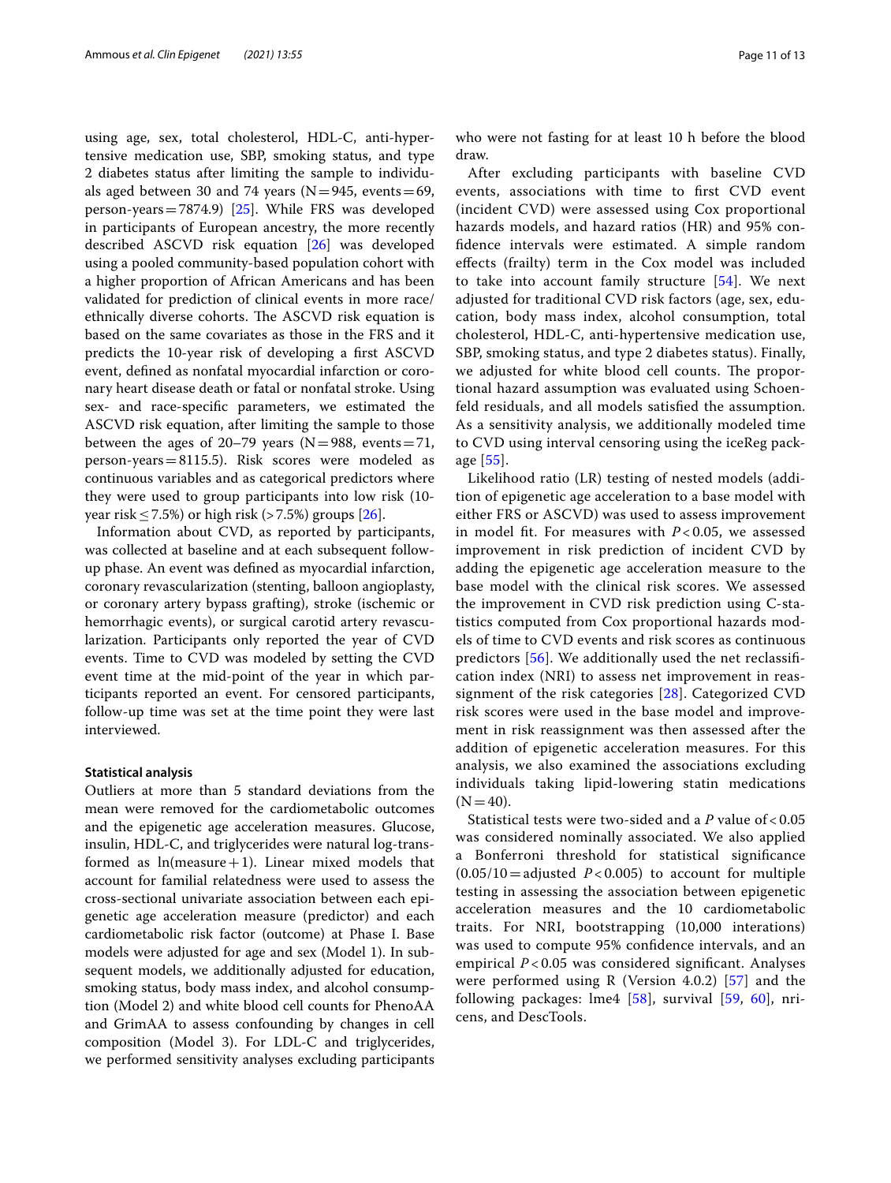using age, sex, total cholesterol, HDL-C, anti-hypertensive medication use, SBP, smoking status, and type 2 diabetes status after limiting the sample to individuals aged between 30 and 74 years (N = 945, events = 69, person-years = 7874.9) [25]. While FRS was developed in participants of European ancestry, the more recently described ASCVD risk equation [26] was developed using a pooled community-based population cohort with a higher proportion of African Americans and has been validated for prediction of clinical events in more race/ethnically diverse cohorts. The ASCVD risk equation is based on the same covariates as those in the FRS and it predicts the 10-year risk of developing a first ASCVD event, defined as nonfatal myocardial infarction or coronary heart disease death or fatal or nonfatal stroke. Using sex- and race-specific parameters, we estimated the ASCVD risk equation, after limiting the sample to those between the ages of 20–79 years (N = 988, events = 71, person-years = 8115.5). Risk scores were modeled as continuous variables and as categorical predictors where they were used to group participants into low risk (10-year risk ≤ 7.5%) or high risk (> 7.5%) groups [26].

Information about CVD, as reported by participants, was collected at baseline and at each subsequent follow-up phase. An event was defined as myocardial infarction, coronary revascularization (stenting, balloon angioplasty, or coronary artery bypass grafting), stroke (ischemic or hemorrhagic events), or surgical carotid artery revascularization. Participants only reported the year of CVD events. Time to CVD was modeled by setting the CVD event time at the mid-point of the year in which participants reported an event. For censored participants, follow-up time was set at the time point they were last interviewed.

#### Statistical analysis

Outliers at more than 5 standard deviations from the mean were removed for the cardiometabolic outcomes and the epigenetic age acceleration measures. Glucose, insulin, HDL-C, and triglycerides were natural log-transformed as ln(measure + 1). Linear mixed models that account for familial relatedness were used to assess the cross-sectional univariate association between each epigenetic age acceleration measure (predictor) and each cardiometabolic risk factor (outcome) at Phase I. Base models were adjusted for age and sex (Model 1). In subsequent models, we additionally adjusted for education, smoking status, body mass index, and alcohol consumption (Model 2) and white blood cell counts for PhenoAA and GrimAA to assess confounding by changes in cell composition (Model 3). For LDL-C and triglycerides, we performed sensitivity analyses excluding participants who were not fasting for at least 10 h before the blood draw.

After excluding participants with baseline CVD events, associations with time to first CVD event (incident CVD) were assessed using Cox proportional hazards models, and hazard ratios (HR) and 95% confidence intervals were estimated. A simple random effects (frailty) term in the Cox model was included to take into account family structure [54]. We next adjusted for traditional CVD risk factors (age, sex, education, body mass index, alcohol consumption, total cholesterol, HDL-C, anti-hypertensive medication use, SBP, smoking status, and type 2 diabetes status). Finally, we adjusted for white blood cell counts. The proportional hazard assumption was evaluated using Schoenfeld residuals, and all models satisfied the assumption. As a sensitivity analysis, we additionally modeled time to CVD using interval censoring using the iceReg package [55].

Likelihood ratio (LR) testing of nested models (addition of epigenetic age acceleration to a base model with either FRS or ASCVD) was used to assess improvement in model fit. For measures with $P < 0.05$, we assessed improvement in risk prediction of incident CVD by adding the epigenetic age acceleration measure to the base model with the clinical risk scores. We assessed the improvement in CVD risk prediction using C-statistics computed from Cox proportional hazards models of time to CVD events and risk scores as continuous predictors [56]. We additionally used the net reclassification index (NRI) to assess net improvement in reassignment of the risk categories [28]. Categorized CVD risk scores were used in the base model and improvement in risk reassignment was then assessed after the addition of epigenetic acceleration measures. For this analysis, we also examined the associations excluding individuals taking lipid-lowering statin medications (N = 40).

Statistical tests were two-sided and a *P* value of < 0.05 was considered nominally associated. We also applied a Bonferroni threshold for statistical significance (0.05/10 = adjusted $P < 0.005$) to account for multiple testing in assessing the association between epigenetic acceleration measures and the 10 cardiometabolic traits. For NRI, bootstrapping (10,000 interations) was used to compute 95% confidence intervals, and an empirical $P < 0.05$ was considered significant. Analyses were performed using R (Version 4.0.2) [57] and the following packages: lme4 [58], survival [59, 60], nricens, and DescTools.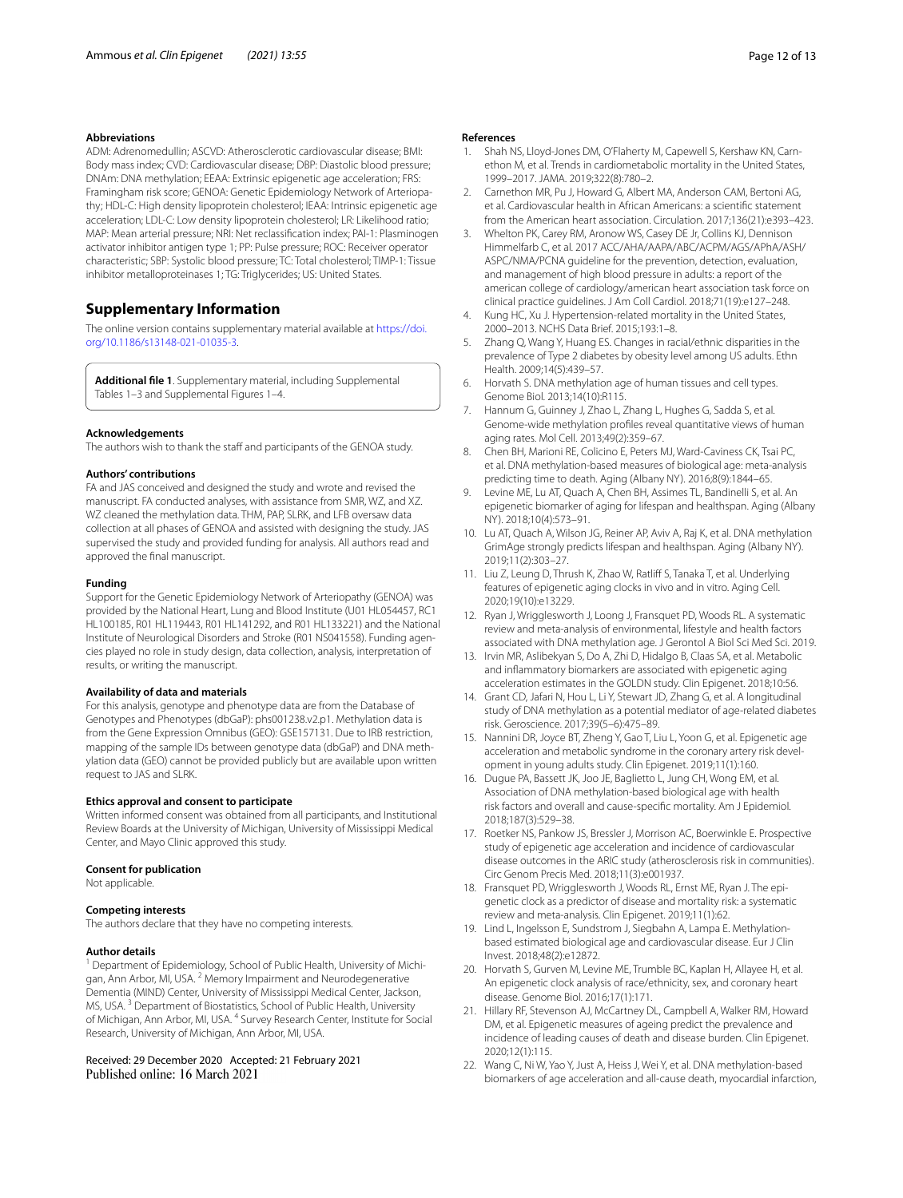### Abbreviations

ADM: Adrenomedullin; ASCVD: Atherosclerotic cardiovascular disease; BMI: Body mass index; CVD: Cardiovascular disease; DBP: Diastolic blood pressure; DNAm: DNA methylation; EEAA: Extrinsic epigenetic age acceleration; FRS: Framingham risk score; GENOA: Genetic Epidemiology Network of Arteriopathy; HDL-C: High density lipoprotein cholesterol; IEAA: Intrinsic epigenetic age acceleration; LDL-C: Low density lipoprotein cholesterol; LR: Likelihood ratio; MAP: Mean arterial pressure; NRI: Net reclassification index; PAI-1: Plasminogen activator inhibitor antigen type 1; PP: Pulse pressure; ROC: Receiver operator characteristic; SBP: Systolic blood pressure; TC: Total cholesterol; TIMP-1: Tissue inhibitor metalloproteinases 1; TG: Triglycerides; US: United States.

## Supplementary Information

The online version contains supplementary material available at https://doi.org/10.1186/s13148-021-01035-3.

**Additional file 1**. Supplementary material, including Supplemental Tables 1–3 and Supplemental Figures 1–4.

### Acknowledgements

The authors wish to thank the staff and participants of the GENOA study.

### Authors' contributions

FA and JAS conceived and designed the study and wrote and revised the manuscript. FA conducted analyses, with assistance from SMR, WZ, and XZ. WZ cleaned the methylation data. THM, PAP, SLRK, and LFB oversaw data collection at all phases of GENOA and assisted with designing the study. JAS supervised the study and provided funding for analysis. All authors read and approved the final manuscript.

### Funding

Support for the Genetic Epidemiology Network of Arteriopathy (GENOA) was provided by the National Heart, Lung and Blood Institute (U01 HL054457, RC1 HL100185, R01 HL119443, R01 HL141292, and R01 HL133221) and the National Institute of Neurological Disorders and Stroke (R01 NS041558). Funding agencies played no role in study design, data collection, analysis, interpretation of results, or writing the manuscript.

### Availability of data and materials

For this analysis, genotype and phenotype data are from the Database of Genotypes and Phenotypes (dbGaP): phs001238.v2.p1. Methylation data is from the Gene Expression Omnibus (GEO): GSE157131. Due to IRB restriction, mapping of the sample IDs between genotype data (dbGaP) and DNA methylation data (GEO) cannot be provided publicly but are available upon written request to JAS and SLRK.

### Ethics approval and consent to participate

Written informed consent was obtained from all participants, and Institutional Review Boards at the University of Michigan, University of Mississippi Medical Center, and Mayo Clinic approved this study.

### Consent for publication

Not applicable.

### Competing interests

The authors declare that they have no competing interests.

### Author details

[1] Department of Epidemiology, School of Public Health, University of Michigan, Ann Arbor, MI, USA. [2] Memory Impairment and Neurodegenerative Dementia (MIND) Center, University of Mississippi Medical Center, Jackson, MS, USA. [3] Department of Biostatistics, School of Public Health, University of Michigan, Ann Arbor, MI, USA. [4] Survey Research Center, Institute for Social Research, University of Michigan, Ann Arbor, MI, USA.

Received: 29 December 2020 Accepted: 21 February 2021
Published online: 16 March 2021

### References

1. Shah NS, Lloyd-Jones DM, O'Flaherty M, Capewell S, Kershaw KN, Carnethon M, et al. Trends in cardiometabolic mortality in the United States, 1999–2017. JAMA. 2019;322(8):780–2.
2. Carnethon MR, Pu J, Howard G, Albert MA, Anderson CAM, Bertoni AG, et al. Cardiovascular health in African Americans: a scientific statement from the American heart association. Circulation. 2017;136(21):e393–423.
3. Whelton PK, Carey RM, Aronow WS, Casey DE Jr, Collins KJ, Dennison Himmelfarb C, et al. 2017 ACC/AHA/AAPA/ABC/ACPM/AGS/APhA/ASH/ASPC/NMA/PCNA guideline for the prevention, detection, evaluation, and management of high blood pressure in adults: a report of the american college of cardiology/american heart association task force on clinical practice guidelines. J Am Coll Cardiol. 2018;71(19):e127–248.
4. Kung HC, Xu J. Hypertension-related mortality in the United States, 2000–2013. NCHS Data Brief. 2015;193:1–8.
5. Zhang Q, Wang Y, Huang ES. Changes in racial/ethnic disparities in the prevalence of Type 2 diabetes by obesity level among US adults. Ethn Health. 2009;14(5):439–57.
6. Horvath S. DNA methylation age of human tissues and cell types. Genome Biol. 2013;14(10):R115.
7. Hannum G, Guinney J, Zhao L, Zhang L, Hughes G, Sadda S, et al. Genome-wide methylation profiles reveal quantitative views of human aging rates. Mol Cell. 2013;49(2):359–67.
8. Chen BH, Marioni RE, Colicino E, Peters MJ, Ward-Caviness CK, Tsai PC, et al. DNA methylation-based measures of biological age: meta-analysis predicting time to death. Aging (Albany NY). 2016;8(9):1844–65.
9. Levine ME, Lu AT, Quach A, Chen BH, Assimes TL, Bandinelli S, et al. An epigenetic biomarker of aging for lifespan and healthspan. Aging (Albany NY). 2018;10(4):573–91.
10. Lu AT, Quach A, Wilson JG, Reiner AP, Aviv A, Raj K, et al. DNA methylation GrimAge strongly predicts lifespan and healthspan. Aging (Albany NY). 2019;11(2):303–27.
11. Liu Z, Leung D, Thrush K, Zhao W, Ratliff S, Tanaka T, et al. Underlying features of epigenetic aging clocks in vivo and in vitro. Aging Cell. 2020;19(10):e13229.
12. Ryan J, Wrigglesworth J, Loong J, Fransquet PD, Woods RL. A systematic review and meta-analysis of environmental, lifestyle and health factors associated with DNA methylation age. J Gerontol A Biol Sci Med Sci. 2019.
13. Irvin MR, Aslibekyan S, Do A, Zhi D, Hidalgo B, Claas SA, et al. Metabolic and inflammatory biomarkers are associated with epigenetic aging acceleration estimates in the GOLDN study. Clin Epigenet. 2018;10:56.
14. Grant CD, Jafari N, Hou L, Li Y, Stewart JD, Zhang G, et al. A longitudinal study of DNA methylation as a potential mediator of age-related diabetes risk. Geroscience. 2017;39(5–6):475–89.
15. Nannini DR, Joyce BT, Zheng Y, Gao T, Liu L, Yoon G, et al. Epigenetic age acceleration and metabolic syndrome in the coronary artery risk development in young adults study. Clin Epigenet. 2019;11(1):160.
16. Dugue PA, Bassett JK, Joo JE, Baglietto L, Jung CH, Wong EM, et al. Association of DNA methylation-based biological age with health risk factors and overall and cause-specific mortality. Am J Epidemiol. 2018;187(3):529–38.
17. Roetker NS, Pankow JS, Bressler J, Morrison AC, Boerwinkle E. Prospective study of epigenetic age acceleration and incidence of cardiovascular disease outcomes in the ARIC study (atherosclerosis risk in communities). Circ Genom Precis Med. 2018;11(3):e001937.
18. Fransquet PD, Wrigglesworth J, Woods RL, Ernst ME, Ryan J. The epigenetic clock as a predictor of disease and mortality risk: a systematic review and meta-analysis. Clin Epigenet. 2019;11(1):62.
19. Lind L, Ingelsson E, Sundstrom J, Siegbahn A, Lampa E. Methylation-based estimated biological age and cardiovascular disease. Eur J Clin Invest. 2018;48(2):e12872.
20. Horvath S, Gurven M, Levine ME, Trumble BC, Kaplan H, Allayee H, et al. An epigenetic clock analysis of race/ethnicity, sex, and coronary heart disease. Genome Biol. 2016;17(1):171.
21. Hillary RF, Stevenson AJ, McCartney DL, Campbell A, Walker RM, Howard DM, et al. Epigenetic measures of ageing predict the prevalence and incidence of leading causes of death and disease burden. Clin Epigenet. 2020;12(1):115.
22. Wang C, Ni W, Yao Y, Just A, Heiss J, Wei Y, et al. DNA methylation-based biomarkers of age acceleration and all-cause death, myocardial infarction,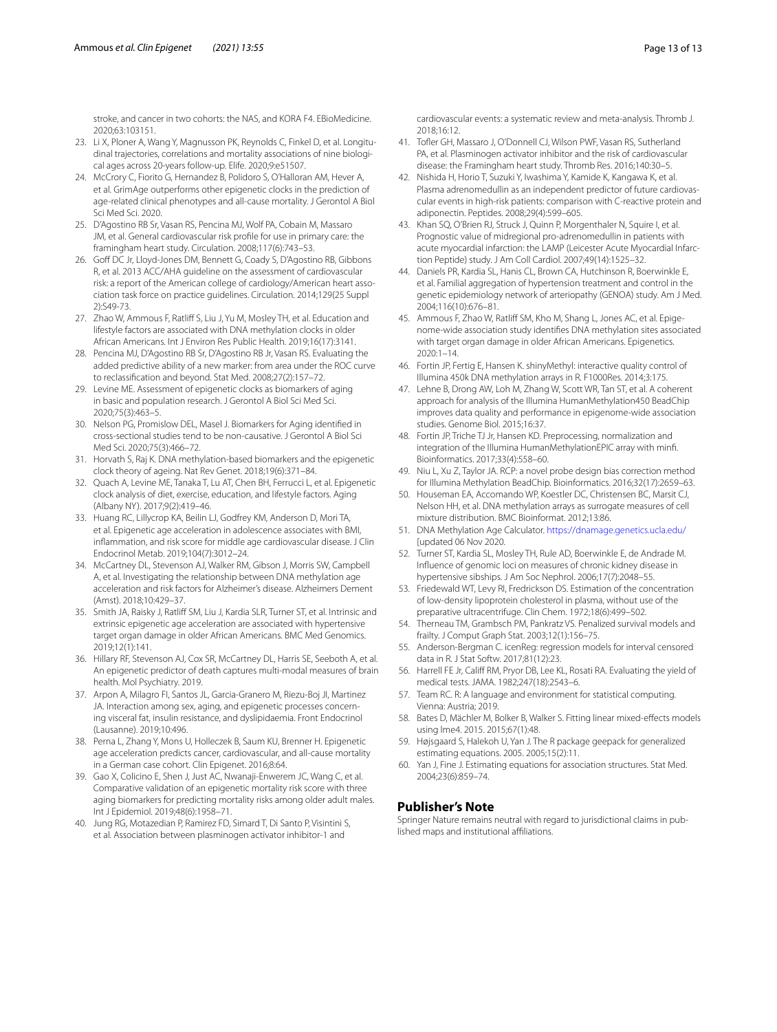stroke, and cancer in two cohorts: the NAS, and KORA F4. EBioMedicine. 2020;63:103151.

23. Li X, Ploner A, Wang Y, Magnusson PK, Reynolds C, Finkel D, et al. Longitudinal trajectories, correlations and mortality associations of nine biological ages across 20-years follow-up. Elife. 2020;9:e51507.
24. McCrory C, Fiorito G, Hernandez B, Polidoro S, O'Halloran AM, Hever A, et al. GrimAge outperforms other epigenetic clocks in the prediction of age-related clinical phenotypes and all-cause mortality. J Gerontol A Biol Sci Med Sci. 2020.
25. D'Agostino RB Sr, Vasan RS, Pencina MJ, Wolf PA, Cobain M, Massaro JM, et al. General cardiovascular risk profile for use in primary care: the framingham heart study. Circulation. 2008;117(6):743–53.
26. Goff DC Jr, Lloyd-Jones DM, Bennett G, Coady S, D'Agostino RB, Gibbons R, et al. 2013 ACC/AHA guideline on the assessment of cardiovascular risk: a report of the American college of cardiology/American heart association task force on practice guidelines. Circulation. 2014;129(25 Suppl 2):S49-73.
27. Zhao W, Ammous F, Ratliff S, Liu J, Yu M, Mosley TH, et al. Education and lifestyle factors are associated with DNA methylation clocks in older African Americans. Int J Environ Res Public Health. 2019;16(17):3141.
28. Pencina MJ, D'Agostino RB Sr, D'Agostino RB Jr, Vasan RS. Evaluating the added predictive ability of a new marker: from area under the ROC curve to reclassification and beyond. Stat Med. 2008;27(2):157–72.
29. Levine ME. Assessment of epigenetic clocks as biomarkers of aging in basic and population research. J Gerontol A Biol Sci Med Sci. 2020;75(3):463–5.
30. Nelson PG, Promislow DEL, Masel J. Biomarkers for Aging identified in cross-sectional studies tend to be non-causative. J Gerontol A Biol Sci Med Sci. 2020;75(3):466–72.
31. Horvath S, Raj K. DNA methylation-based biomarkers and the epigenetic clock theory of ageing. Nat Rev Genet. 2018;19(6):371–84.
32. Quach A, Levine ME, Tanaka T, Lu AT, Chen BH, Ferrucci L, et al. Epigenetic clock analysis of diet, exercise, education, and lifestyle factors. Aging (Albany NY). 2017;9(2):419–46.
33. Huang RC, Lillycrop KA, Beilin LJ, Godfrey KM, Anderson D, Mori TA, et al. Epigenetic age acceleration in adolescence associates with BMI, inflammation, and risk score for middle age cardiovascular disease. J Clin Endocrinol Metab. 2019;104(7):3012–24.
34. McCartney DL, Stevenson AJ, Walker RM, Gibson J, Morris SW, Campbell A, et al. Investigating the relationship between DNA methylation age acceleration and risk factors for Alzheimer's disease. Alzheimers Dement (Amst). 2018;10:429–37.
35. Smith JA, Raisky J, Ratliff SM, Liu J, Kardia SLR, Turner ST, et al. Intrinsic and extrinsic epigenetic age acceleration are associated with hypertensive target organ damage in older African Americans. BMC Med Genomics. 2019;12(1):141.
36. Hillary RF, Stevenson AJ, Cox SR, McCartney DL, Harris SE, Seeboth A, et al. An epigenetic predictor of death captures multi-modal measures of brain health. Mol Psychiatry. 2019.
37. Arpon A, Milagro FI, Santos JL, Garcia-Granero M, Riezu-Boj JI, Martinez JA. Interaction among sex, aging, and epigenetic processes concerning visceral fat, insulin resistance, and dyslipidaemia. Front Endocrinol (Lausanne). 2019;10:496.
38. Perna L, Zhang Y, Mons U, Holleczek B, Saum KU, Brenner H. Epigenetic age acceleration predicts cancer, cardiovascular, and all-cause mortality in a German case cohort. Clin Epigenet. 2016;8:64.
39. Gao X, Colicino E, Shen J, Just AC, Nwanaji-Enwerem JC, Wang C, et al. Comparative validation of an epigenetic mortality risk score with three aging biomarkers for predicting mortality risks among older adult males. Int J Epidemiol. 2019;48(6):1958–71.
40. Jung RG, Motazedian P, Ramirez FD, Simard T, Di Santo P, Visintini S, et al. Association between plasminogen activator inhibitor-1 and cardiovascular events: a systematic review and meta-analysis. Thromb J. 2018;16:12.
41. Tofler GH, Massaro J, O'Donnell CJ, Wilson PWF, Vasan RS, Sutherland PA, et al. Plasminogen activator inhibitor and the risk of cardiovascular disease: the Framingham heart study. Thromb Res. 2016;140:30–5.
42. Nishida H, Horio T, Suzuki Y, Iwashima Y, Kamide K, Kangawa K, et al. Plasma adrenomedullin as an independent predictor of future cardiovascular events in high-risk patients: comparison with C-reactive protein and adiponectin. Peptides. 2008;29(4):599–605.
43. Khan SQ, O'Brien RJ, Struck J, Quinn P, Morgenthaler N, Squire I, et al. Prognostic value of midregional pro-adrenomedullin in patients with acute myocardial infarction: the LAMP (Leicester Acute Myocardial Infarction Peptide) study. J Am Coll Cardiol. 2007;49(14):1525–32.
44. Daniels PR, Kardia SL, Hanis CL, Brown CA, Hutchinson R, Boerwinkle E, et al. Familial aggregation of hypertension treatment and control in the genetic epidemiology network of arteriopathy (GENOA) study. Am J Med. 2004;116(10):676–81.
45. Ammous F, Zhao W, Ratliff SM, Kho M, Shang L, Jones AC, et al. Epigenome-wide association study identifies DNA methylation sites associated with target organ damage in older African Americans. Epigenetics. 2020:1–14.
46. Fortin JP, Fertig E, Hansen K. shinyMethyl: interactive quality control of Illumina 450k DNA methylation arrays in R. F1000Res. 2014;3:175.
47. Lehne B, Drong AW, Loh M, Zhang W, Scott WR, Tan ST, et al. A coherent approach for analysis of the Illumina HumanMethylation450 BeadChip improves data quality and performance in epigenome-wide association studies. Genome Biol. 2015;16:37.
48. Fortin JP, Triche TJ Jr, Hansen KD. Preprocessing, normalization and integration of the Illumina HumanMethylationEPIC array with minfi. Bioinformatics. 2017;33(4):558–60.
49. Niu L, Xu Z, Taylor JA. RCP: a novel probe design bias correction method for Illumina Methylation BeadChip. Bioinformatics. 2016;32(17):2659–63.
50. Houseman EA, Accomando WP, Koestler DC, Christensen BC, Marsit CJ, Nelson HH, et al. DNA methylation arrays as surrogate measures of cell mixture distribution. BMC Bioinformat. 2012;13:86.
51. DNA Methylation Age Calculator. https://dnamage.genetics.ucla.edu/ [updated 06 Nov 2020.
52. Turner ST, Kardia SL, Mosley TH, Rule AD, Boerwinkle E, de Andrade M. Influence of genomic loci on measures of chronic kidney disease in hypertensive sibships. J Am Soc Nephrol. 2006;17(7):2048–55.
53. Friedewald WT, Levy RI, Fredrickson DS. Estimation of the concentration of low-density lipoprotein cholesterol in plasma, without use of the preparative ultracentrifuge. Clin Chem. 1972;18(6):499–502.
54. Therneau TM, Grambsch PM, Pankratz VS. Penalized survival models and frailty. J Comput Graph Stat. 2003;12(1):156–75.
55. Anderson-Bergman C. icenReg: regression models for interval censored data in R. J Stat Softw. 2017;81(12):23.
56. Harrell FE Jr, Califf RM, Pryor DB, Lee KL, Rosati RA. Evaluating the yield of medical tests. JAMA. 1982;247(18):2543–6.
57. Team RC. R: A language and environment for statistical computing. Vienna: Austria; 2019.
58. Bates D, Mächler M, Bolker B, Walker S. Fitting linear mixed-effects models using lme4. 2015. 2015;67(1):48.
59. Højsgaard S, Halekoh U, Yan J. The R package geepack for generalized estimating equations. 2005. 2005;15(2):11.
60. Yan J, Fine J. Estimating equations for association structures. Stat Med. 2004;23(6):859–74.

## Publisher's Note

Springer Nature remains neutral with regard to jurisdictional claims in published maps and institutional affiliations.